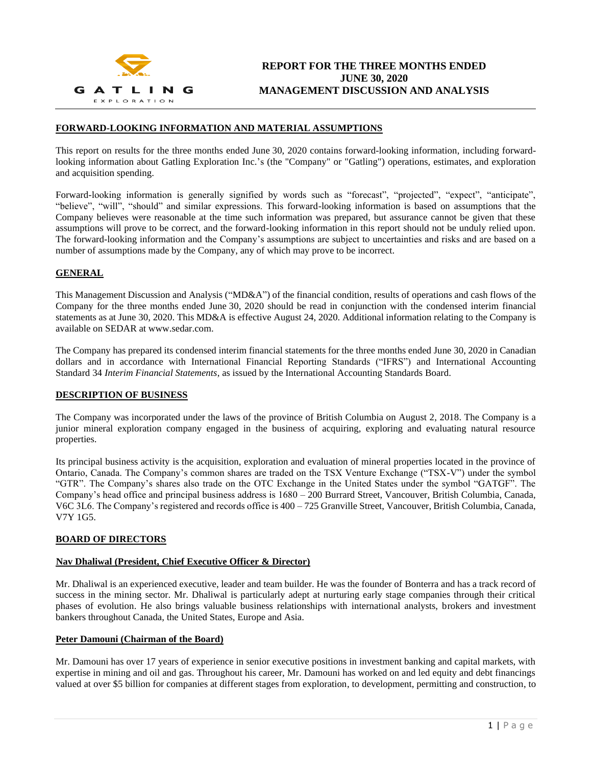GATLING EXPLORATION

# REPORT FOR THE THREE MONTHS ENDED JUNE 30, 2020 MANAGEMENT DISCUSSION AND ANALYSIS

## FORWARD-LOOKING INFORMATION AND MATERIAL ASSUMPTIONS

This report on results for the three months ended June 30, 2020 contains forward-looking information, including forward-looking information about Gatling Exploration Inc.'s (the "Company" or "Gatling") operations, estimates, and exploration and acquisition spending.

Forward-looking information is generally signified by words such as "forecast", "projected", "expect", "anticipate", "believe", "will", "should" and similar expressions. This forward-looking information is based on assumptions that the Company believes were reasonable at the time such information was prepared, but assurance cannot be given that these assumptions will prove to be correct, and the forward-looking information in this report should not be unduly relied upon. The forward-looking information and the Company's assumptions are subject to uncertainties and risks and are based on a number of assumptions made by the Company, any of which may prove to be incorrect.

## GENERAL

This Management Discussion and Analysis ("MD&A") of the financial condition, results of operations and cash flows of the Company for the three months ended June 30, 2020 should be read in conjunction with the condensed interim financial statements as at June 30, 2020. This MD&A is effective August 24, 2020. Additional information relating to the Company is available on SEDAR at www.sedar.com.

The Company has prepared its condensed interim financial statements for the three months ended June 30, 2020 in Canadian dollars and in accordance with International Financial Reporting Standards ("IFRS") and International Accounting Standard 34 *Interim Financial Statements*, as issued by the International Accounting Standards Board.

## DESCRIPTION OF BUSINESS

The Company was incorporated under the laws of the province of British Columbia on August 2, 2018. The Company is a junior mineral exploration company engaged in the business of acquiring, exploring and evaluating natural resource properties.

Its principal business activity is the acquisition, exploration and evaluation of mineral properties located in the province of Ontario, Canada. The Company's common shares are traded on the TSX Venture Exchange ("TSX-V") under the symbol "GTR". The Company's shares also trade on the OTC Exchange in the United States under the symbol "GATGF". The Company's head office and principal business address is 1680 – 200 Burrard Street, Vancouver, British Columbia, Canada, V6C 3L6. The Company's registered and records office is 400 – 725 Granville Street, Vancouver, British Columbia, Canada, V7Y 1G5.

## BOARD OF DIRECTORS

### Nav Dhaliwal (President, Chief Executive Officer & Director)

Mr. Dhaliwal is an experienced executive, leader and team builder. He was the founder of Bonterra and has a track record of success in the mining sector. Mr. Dhaliwal is particularly adept at nurturing early stage companies through their critical phases of evolution. He also brings valuable business relationships with international analysts, brokers and investment bankers throughout Canada, the United States, Europe and Asia.

### Peter Damouni (Chairman of the Board)

Mr. Damouni has over 17 years of experience in senior executive positions in investment banking and capital markets, with expertise in mining and oil and gas. Throughout his career, Mr. Damouni has worked on and led equity and debt financings valued at over $5 billion for companies at different stages from exploration, to development, permitting and construction, to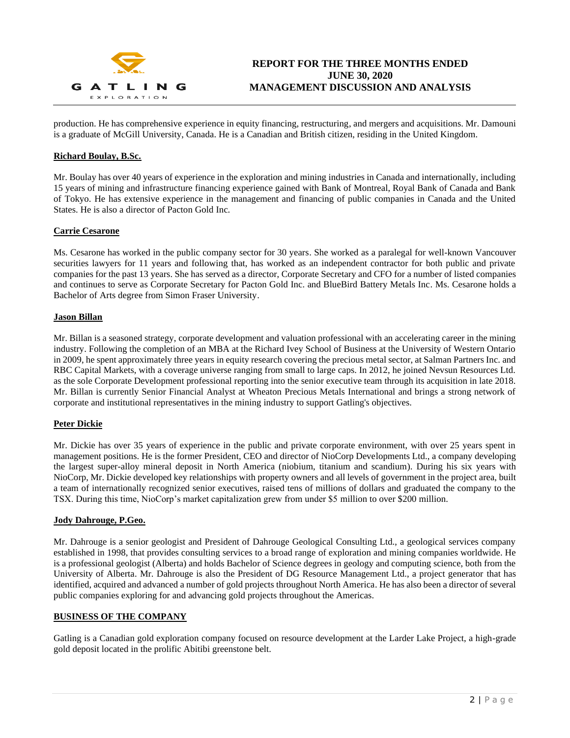production. He has comprehensive experience in equity financing, restructuring, and mergers and acquisitions. Mr. Damouni is a graduate of McGill University, Canada. He is a Canadian and British citizen, residing in the United Kingdom.

**Richard Boulay, B.Sc.**

Mr. Boulay has over 40 years of experience in the exploration and mining industries in Canada and internationally, including 15 years of mining and infrastructure financing experience gained with Bank of Montreal, Royal Bank of Canada and Bank of Tokyo. He has extensive experience in the management and financing of public companies in Canada and the United States. He is also a director of Pacton Gold Inc.

**Carrie Cesarone**

Ms. Cesarone has worked in the public company sector for 30 years. She worked as a paralegal for well-known Vancouver securities lawyers for 11 years and following that, has worked as an independent contractor for both public and private companies for the past 13 years. She has served as a director, Corporate Secretary and CFO for a number of listed companies and continues to serve as Corporate Secretary for Pacton Gold Inc. and BlueBird Battery Metals Inc. Ms. Cesarone holds a Bachelor of Arts degree from Simon Fraser University.

**Jason Billan**

Mr. Billan is a seasoned strategy, corporate development and valuation professional with an accelerating career in the mining industry. Following the completion of an MBA at the Richard Ivey School of Business at the University of Western Ontario in 2009, he spent approximately three years in equity research covering the precious metal sector, at Salman Partners Inc. and RBC Capital Markets, with a coverage universe ranging from small to large caps. In 2012, he joined Nevsun Resources Ltd. as the sole Corporate Development professional reporting into the senior executive team through its acquisition in late 2018. Mr. Billan is currently Senior Financial Analyst at Wheaton Precious Metals International and brings a strong network of corporate and institutional representatives in the mining industry to support Gatling's objectives.

**Peter Dickie**

Mr. Dickie has over 35 years of experience in the public and private corporate environment, with over 25 years spent in management positions. He is the former President, CEO and director of NioCorp Developments Ltd., a company developing the largest super-alloy mineral deposit in North America (niobium, titanium and scandium). During his six years with NioCorp, Mr. Dickie developed key relationships with property owners and all levels of government in the project area, built a team of internationally recognized senior executives, raised tens of millions of dollars and graduated the company to the TSX. During this time, NioCorp's market capitalization grew from under $5 million to over $200 million.

**Jody Dahrouge, P.Geo.**

Mr. Dahrouge is a senior geologist and President of Dahrouge Geological Consulting Ltd., a geological services company established in 1998, that provides consulting services to a broad range of exploration and mining companies worldwide. He is a professional geologist (Alberta) and holds Bachelor of Science degrees in geology and computing science, both from the University of Alberta. Mr. Dahrouge is also the President of DG Resource Management Ltd., a project generator that has identified, acquired and advanced a number of gold projects throughout North America. He has also been a director of several public companies exploring for and advancing gold projects throughout the Americas.

## BUSINESS OF THE COMPANY

Gatling is a Canadian gold exploration company focused on resource development at the Larder Lake Project, a high-grade gold deposit located in the prolific Abitibi greenstone belt.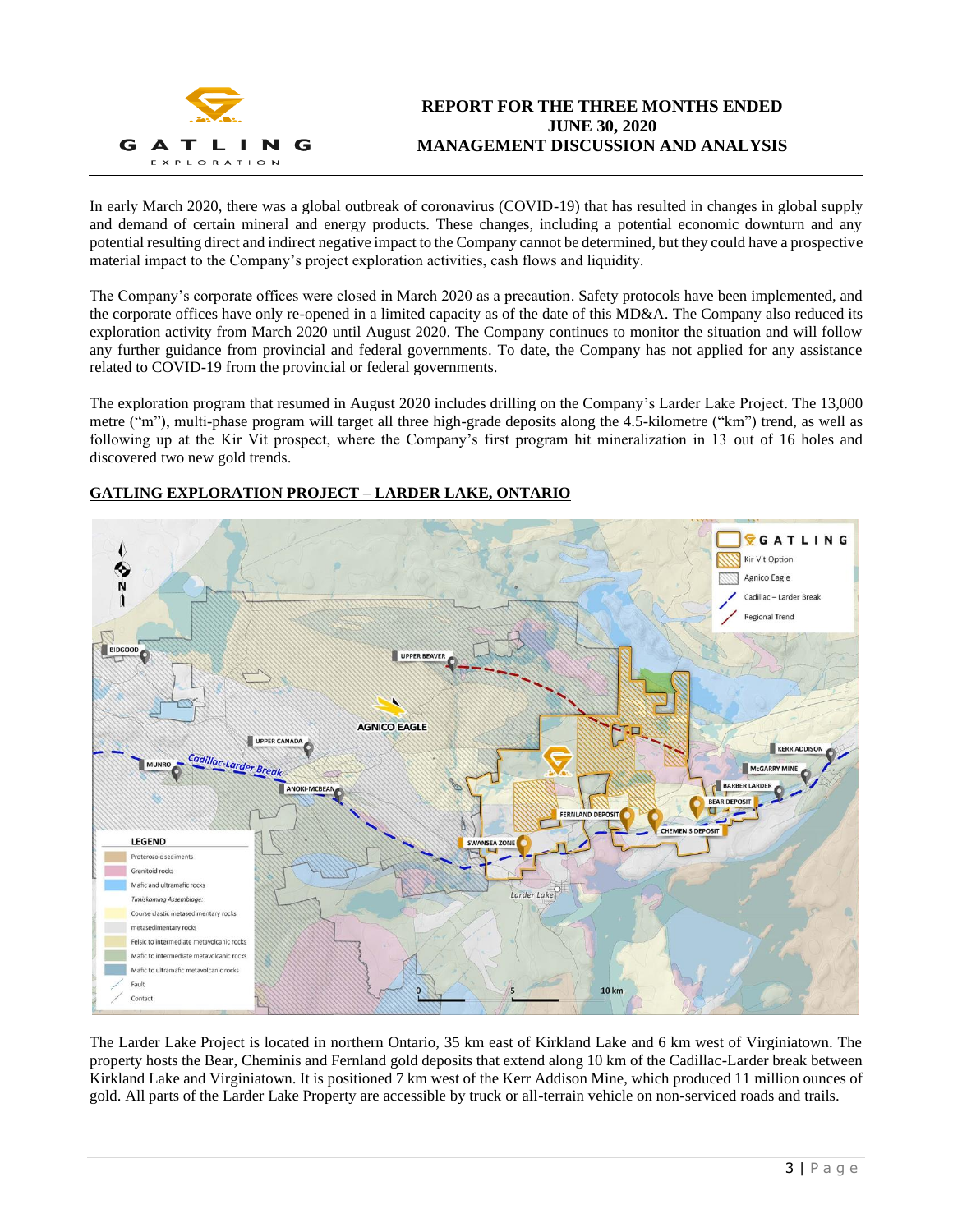In early March 2020, there was a global outbreak of coronavirus (COVID-19) that has resulted in changes in global supply and demand of certain mineral and energy products. These changes, including a potential economic downturn and any potential resulting direct and indirect negative impact to the Company cannot be determined, but they could have a prospective material impact to the Company's project exploration activities, cash flows and liquidity.

The Company's corporate offices were closed in March 2020 as a precaution. Safety protocols have been implemented, and the corporate offices have only re-opened in a limited capacity as of the date of this MD&A. The Company also reduced its exploration activity from March 2020 until August 2020. The Company continues to monitor the situation and will follow any further guidance from provincial and federal governments. To date, the Company has not applied for any assistance related to COVID-19 from the provincial or federal governments.

The exploration program that resumed in August 2020 includes drilling on the Company's Larder Lake Project. The 13,000 metre ("m"), multi-phase program will target all three high-grade deposits along the 4.5-kilometre ("km") trend, as well as following up at the Kir Vit prospect, where the Company's first program hit mineralization in 13 out of 16 holes and discovered two new gold trends.

## GATTLING EXPLORATION PROJECT – LARDER LAKE, ONTARIO

The Larder Lake Project is located in northern Ontario, 35 km east of Kirkland Lake and 6 km west of Virginiatown. The property hosts the Bear, Cheminis and Fernland gold deposits that extend along 10 km of the Cadillac-Larder break between Kirkland Lake and Virginiatown. It is positioned 7 km west of the Kerr Addison Mine, which produced 11 million ounces of gold. All parts of the Larder Lake Property are accessible by truck or all-terrain vehicle on non-serviced roads and trails.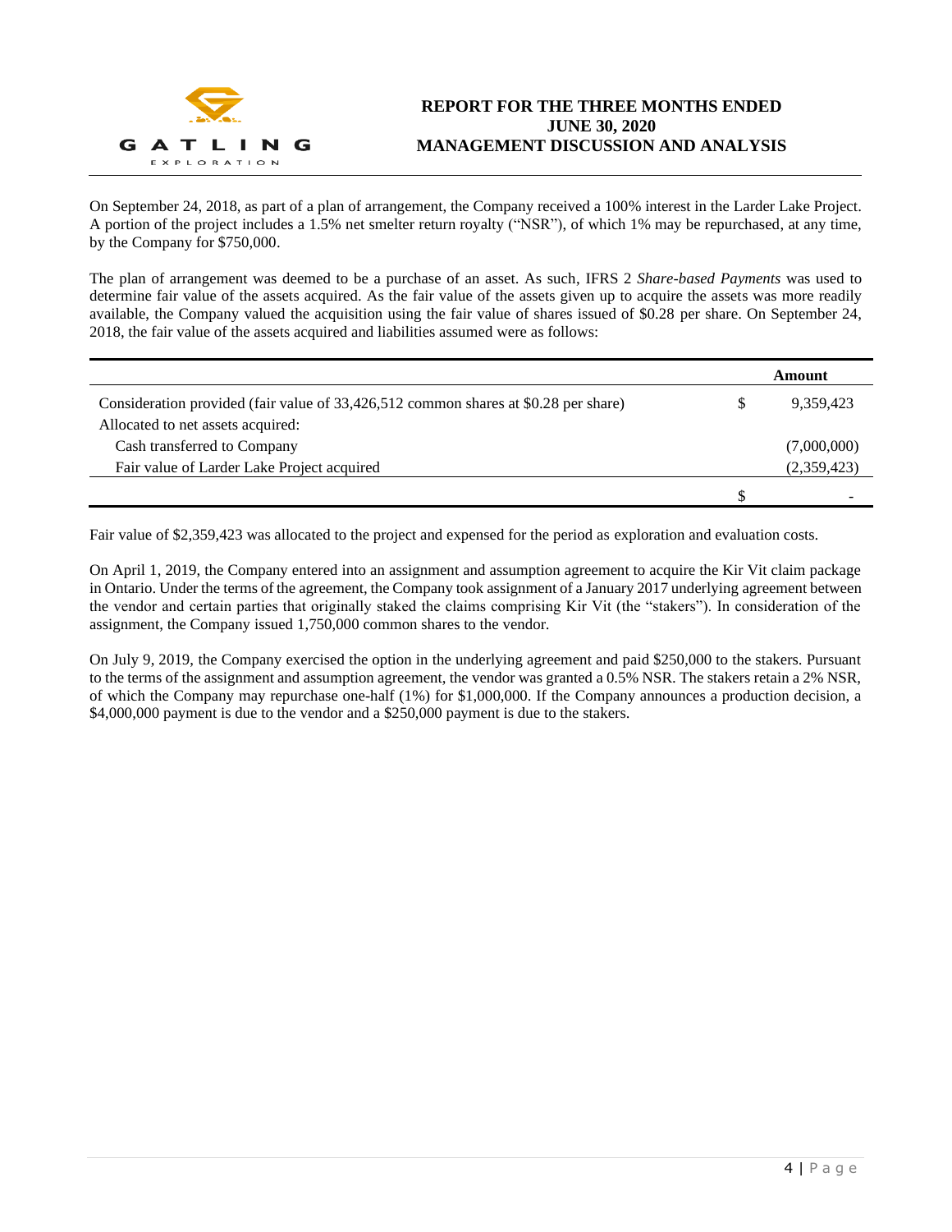On September 24, 2018, as part of a plan of arrangement, the Company received a 100% interest in the Larder Lake Project. A portion of the project includes a 1.5% net smelter return royalty ("NSR"), of which 1% may be repurchased, at any time, by the Company for $750,000.

The plan of arrangement was deemed to be a purchase of an asset. As such, IFRS 2 *Share-based Payments* was used to determine fair value of the assets acquired. As the fair value of the assets given up to acquire the assets was more readily available, the Company valued the acquisition using the fair value of shares issued of $0.28 per share. On September 24, 2018, the fair value of the assets acquired and liabilities assumed were as follows:

| | | Amount |
|---|---|---|
| Consideration provided (fair value of 33,426,512 common shares at $0.28 per share) | $ | 9,359,423 |
| Allocated to net assets acquired: | | |
| Cash transferred to Company | | (7,000,000) |
| Fair value of Larder Lake Project acquired | | (2,359,423) |
| | $ | - |

Fair value of $2,359,423 was allocated to the project and expensed for the period as exploration and evaluation costs.

On April 1, 2019, the Company entered into an assignment and assumption agreement to acquire the Kir Vit claim package in Ontario. Under the terms of the agreement, the Company took assignment of a January 2017 underlying agreement between the vendor and certain parties that originally staked the claims comprising Kir Vit (the "stakers"). In consideration of the assignment, the Company issued 1,750,000 common shares to the vendor.

On July 9, 2019, the Company exercised the option in the underlying agreement and paid $250,000 to the stakers. Pursuant to the terms of the assignment and assumption agreement, the vendor was granted a 0.5% NSR. The stakers retain a 2% NSR, of which the Company may repurchase one-half (1%) for $1,000,000. If the Company announces a production decision, a $4,000,000 payment is due to the vendor and a $250,000 payment is due to the stakers.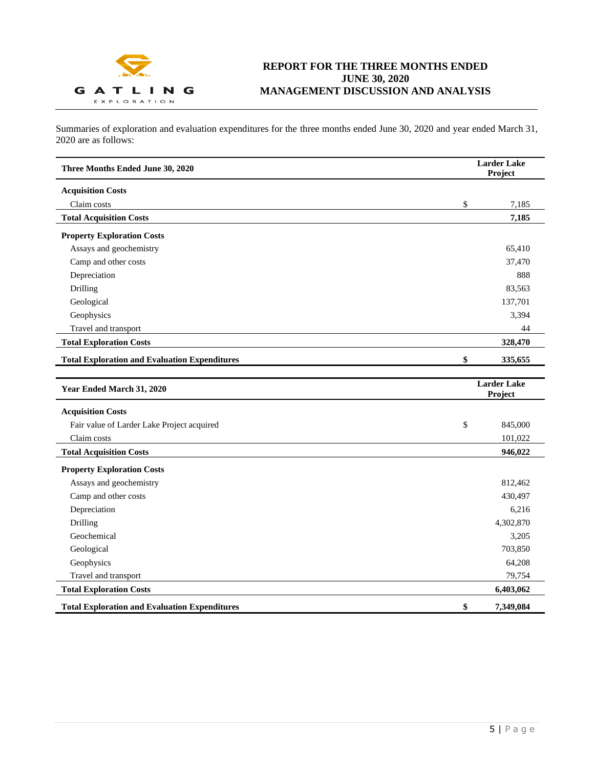Summaries of exploration and evaluation expenditures for the three months ended June 30, 2020 and year ended March 31, 2020 are as follows:

| Three Months Ended June 30, 2020 | | Larder Lake Project |
|---|---|---|
| **Acquisition Costs** | | |
| Claim costs | $ | 7,185 |
| **Total Acquisition Costs** | | **7,185** |
| **Property Exploration Costs** | | |
| Assays and geochemistry | | 65,410 |
| Camp and other costs | | 37,470 |
| Depreciation | | 888 |
| Drilling | | 83,563 |
| Geological | | 137,701 |
| Geophysics | | 3,394 |
| Travel and transport | | 44 |
| **Total Exploration Costs** | | **328,470** |
| **Total Exploration and Evaluation Expenditures** | **$** | **335,655** |

| Year Ended March 31, 2020 | | Larder Lake Project |
|---|---|---|
| **Acquisition Costs** | | |
| Fair value of Larder Lake Project acquired | $ | 845,000 |
| Claim costs | | 101,022 |
| **Total Acquisition Costs** | | **946,022** |
| **Property Exploration Costs** | | |
| Assays and geochemistry | | 812,462 |
| Camp and other costs | | 430,497 |
| Depreciation | | 6,216 |
| Drilling | | 4,302,870 |
| Geochemical | | 3,205 |
| Geological | | 703,850 |
| Geophysics | | 64,208 |
| Travel and transport | | 79,754 |
| **Total Exploration Costs** | | **6,403,062** |
| **Total Exploration and Evaluation Expenditures** | **$** | **7,349,084** |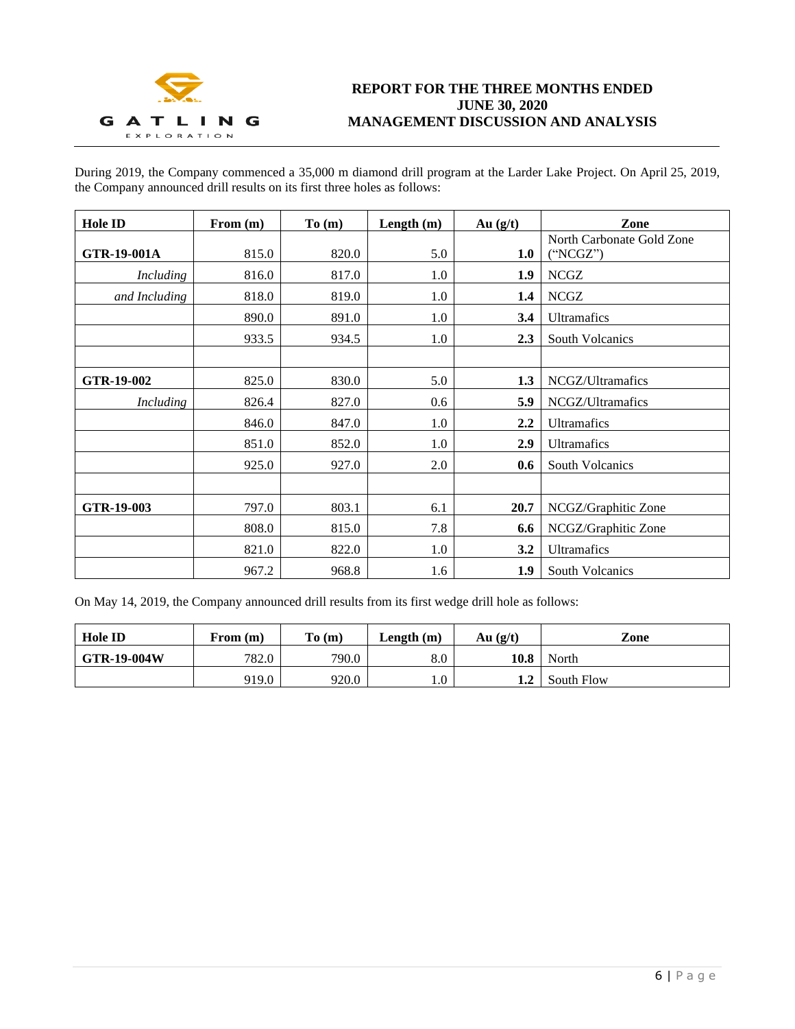During 2019, the Company commenced a 35,000 m diamond drill program at the Larder Lake Project. On April 25, 2019, the Company announced drill results on its first three holes as follows:

| Hole ID | From (m) | To (m) | Length (m) | Au (g/t) | Zone |
|---|---|---|---|---|---|
| **GTR-19-001A** | 815.0 | 820.0 | 5.0 | **1.0** | North Carbonate Gold Zone ("NCGZ") |
| *Including* | 816.0 | 817.0 | 1.0 | **1.9** | NCGZ |
| *and Including* | 818.0 | 819.0 | 1.0 | **1.4** | NCGZ |
| | 890.0 | 891.0 | 1.0 | **3.4** | Ultramafics |
| | 933.5 | 934.5 | 1.0 | **2.3** | South Volcanics |
| | | | | | |
| **GTR-19-002** | 825.0 | 830.0 | 5.0 | **1.3** | NCGZ/Ultramafics |
| *Including* | 826.4 | 827.0 | 0.6 | **5.9** | NCGZ/Ultramafics |
| | 846.0 | 847.0 | 1.0 | **2.2** | Ultramafics |
| | 851.0 | 852.0 | 1.0 | **2.9** | Ultramafics |
| | 925.0 | 927.0 | 2.0 | **0.6** | South Volcanics |
| | | | | | |
| **GTR-19-003** | 797.0 | 803.1 | 6.1 | **20.7** | NCGZ/Graphitic Zone |
| | 808.0 | 815.0 | 7.8 | **6.6** | NCGZ/Graphitic Zone |
| | 821.0 | 822.0 | 1.0 | **3.2** | Ultramafics |
| | 967.2 | 968.8 | 1.6 | **1.9** | South Volcanics |

On May 14, 2019, the Company announced drill results from its first wedge drill hole as follows:

| Hole ID | From (m) | To (m) | Length (m) | Au (g/t) | Zone |
|---|---|---|---|---|---|
| **GTR-19-004W** | 782.0 | 790.0 | 8.0 | **10.8** | North |
| | 919.0 | 920.0 | 1.0 | **1.2** | South Flow |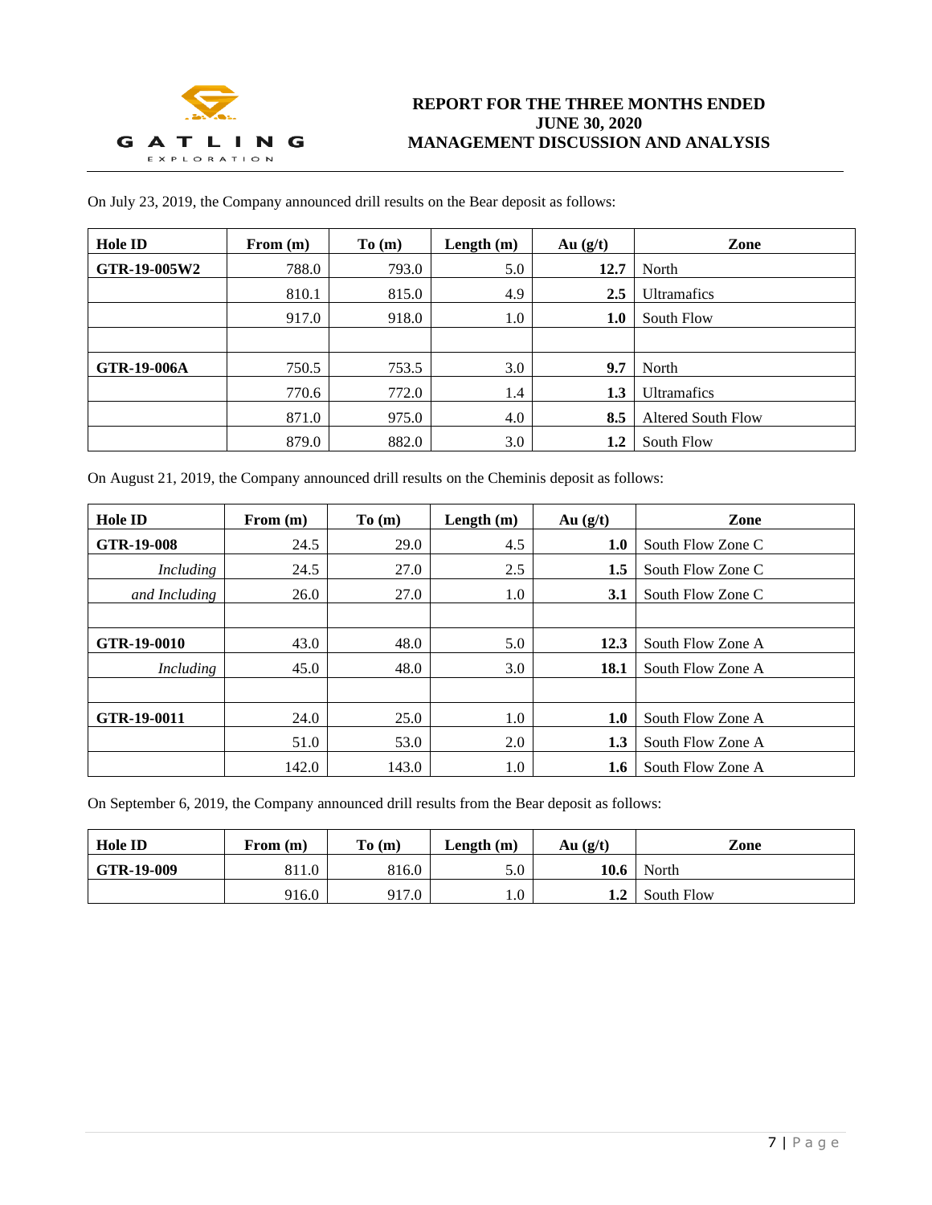On July 23, 2019, the Company announced drill results on the Bear deposit as follows:

| Hole ID | From (m) | To (m) | Length (m) | Au (g/t) | Zone |
|---|---|---|---|---|---|
| **GTR-19-005W2** | 788.0 | 793.0 | 5.0 | **12.7** | North |
| | 810.1 | 815.0 | 4.9 | **2.5** | Ultramafics |
| | 917.0 | 918.0 | 1.0 | **1.0** | South Flow |
| | | | | | |
| **GTR-19-006A** | 750.5 | 753.5 | 3.0 | **9.7** | North |
| | 770.6 | 772.0 | 1.4 | **1.3** | Ultramafics |
| | 871.0 | 975.0 | 4.0 | **8.5** | Altered South Flow |
| | 879.0 | 882.0 | 3.0 | **1.2** | South Flow |

On August 21, 2019, the Company announced drill results on the Cheminis deposit as follows:

| Hole ID | From (m) | To (m) | Length (m) | Au (g/t) | Zone |
|---|---|---|---|---|---|
| **GTR-19-008** | 24.5 | 29.0 | 4.5 | **1.0** | South Flow Zone C |
| *Including* | 24.5 | 27.0 | 2.5 | **1.5** | South Flow Zone C |
| *and Including* | 26.0 | 27.0 | 1.0 | **3.1** | South Flow Zone C |
| | | | | | |
| **GTR-19-0010** | 43.0 | 48.0 | 5.0 | **12.3** | South Flow Zone A |
| *Including* | 45.0 | 48.0 | 3.0 | **18.1** | South Flow Zone A |
| | | | | | |
| **GTR-19-0011** | 24.0 | 25.0 | 1.0 | **1.0** | South Flow Zone A |
| | 51.0 | 53.0 | 2.0 | **1.3** | South Flow Zone A |
| | 142.0 | 143.0 | 1.0 | **1.6** | South Flow Zone A |

On September 6, 2019, the Company announced drill results from the Bear deposit as follows:

| Hole ID | From (m) | To (m) | Length (m) | Au (g/t) | Zone |
|---|---|---|---|---|---|
| **GTR-19-009** | 811.0 | 816.0 | 5.0 | **10.6** | North |
| | 916.0 | 917.0 | 1.0 | **1.2** | South Flow |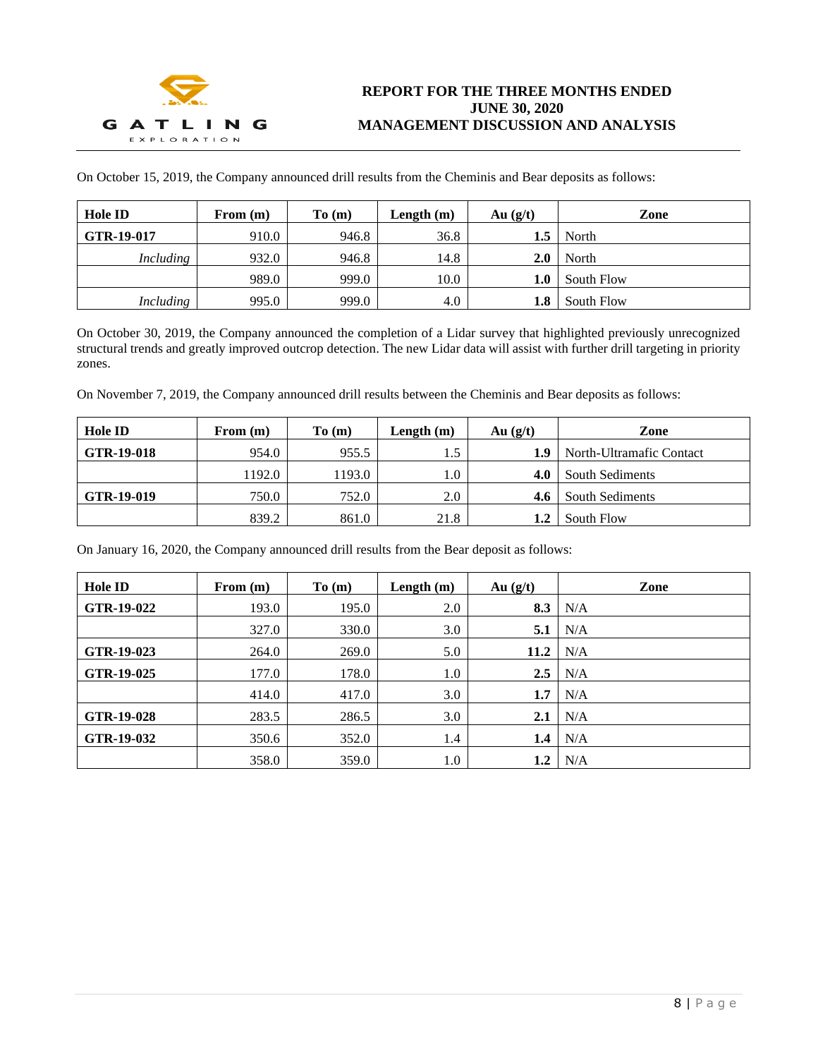On October 15, 2019, the Company announced drill results from the Cheminis and Bear deposits as follows:

| Hole ID | From (m) | To (m) | Length (m) | Au (g/t) | Zone |
|---|---|---|---|---|---|
| **GTR-19-017** | 910.0 | 946.8 | 36.8 | **1.5** | North |
| *Including* | 932.0 | 946.8 | 14.8 | **2.0** | North |
| | 989.0 | 999.0 | 10.0 | **1.0** | South Flow |
| *Including* | 995.0 | 999.0 | 4.0 | **1.8** | South Flow |

On October 30, 2019, the Company announced the completion of a Lidar survey that highlighted previously unrecognized structural trends and greatly improved outcrop detection. The new Lidar data will assist with further drill targeting in priority zones.

On November 7, 2019, the Company announced drill results between the Cheminis and Bear deposits as follows:

| Hole ID | From (m) | To (m) | Length (m) | Au (g/t) | Zone |
|---|---|---|---|---|---|
| **GTR-19-018** | 954.0 | 955.5 | 1.5 | **1.9** | North-Ultramafic Contact |
| | 1192.0 | 1193.0 | 1.0 | **4.0** | South Sediments |
| **GTR-19-019** | 750.0 | 752.0 | 2.0 | **4.6** | South Sediments |
| | 839.2 | 861.0 | 21.8 | **1.2** | South Flow |

On January 16, 2020, the Company announced drill results from the Bear deposit as follows:

| Hole ID | From (m) | To (m) | Length (m) | Au (g/t) | Zone |
|---|---|---|---|---|---|
| **GTR-19-022** | 193.0 | 195.0 | 2.0 | **8.3** | N/A |
| | 327.0 | 330.0 | 3.0 | **5.1** | N/A |
| **GTR-19-023** | 264.0 | 269.0 | 5.0 | **11.2** | N/A |
| **GTR-19-025** | 177.0 | 178.0 | 1.0 | **2.5** | N/A |
| | 414.0 | 417.0 | 3.0 | **1.7** | N/A |
| **GTR-19-028** | 283.5 | 286.5 | 3.0 | **2.1** | N/A |
| **GTR-19-032** | 350.6 | 352.0 | 1.4 | **1.4** | N/A |
| | 358.0 | 359.0 | 1.0 | **1.2** | N/A |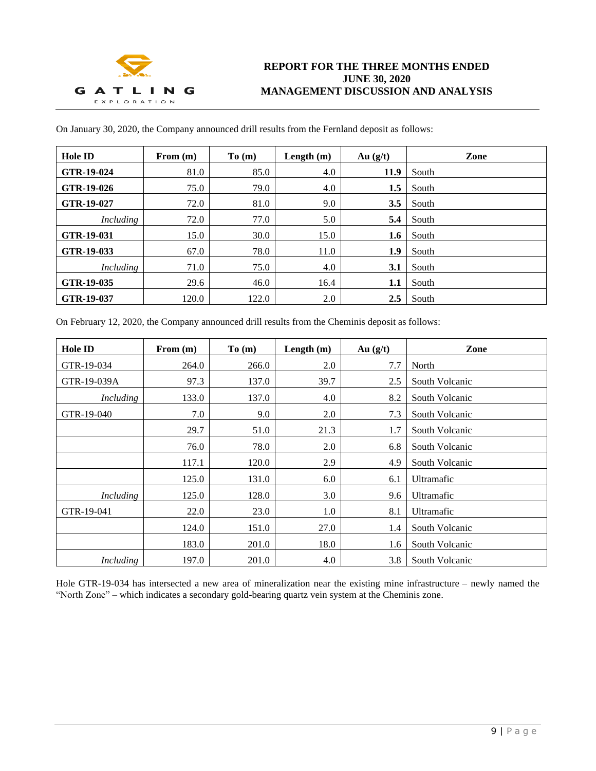On January 30, 2020, the Company announced drill results from the Fernland deposit as follows:

| Hole ID | From (m) | To (m) | Length (m) | Au (g/t) | Zone |
|---|---|---|---|---|---|
| **GTR-19-024** | 81.0 | 85.0 | 4.0 | **11.9** | South |
| **GTR-19-026** | 75.0 | 79.0 | 4.0 | **1.5** | South |
| **GTR-19-027** | 72.0 | 81.0 | 9.0 | **3.5** | South |
| *Including* | 72.0 | 77.0 | 5.0 | **5.4** | South |
| **GTR-19-031** | 15.0 | 30.0 | 15.0 | **1.6** | South |
| **GTR-19-033** | 67.0 | 78.0 | 11.0 | **1.9** | South |
| *Including* | 71.0 | 75.0 | 4.0 | **3.1** | South |
| **GTR-19-035** | 29.6 | 46.0 | 16.4 | **1.1** | South |
| **GTR-19-037** | 120.0 | 122.0 | 2.0 | **2.5** | South |

On February 12, 2020, the Company announced drill results from the Cheminis deposit as follows:

| Hole ID | From (m) | To (m) | Length (m) | Au (g/t) | Zone |
|---|---|---|---|---|---|
| GTR-19-034 | 264.0 | 266.0 | 2.0 | 7.7 | North |
| GTR-19-039A | 97.3 | 137.0 | 39.7 | 2.5 | South Volcanic |
| *Including* | 133.0 | 137.0 | 4.0 | 8.2 | South Volcanic |
| GTR-19-040 | 7.0 | 9.0 | 2.0 | 7.3 | South Volcanic |
| | 29.7 | 51.0 | 21.3 | 1.7 | South Volcanic |
| | 76.0 | 78.0 | 2.0 | 6.8 | South Volcanic |
| | 117.1 | 120.0 | 2.9 | 4.9 | South Volcanic |
| | 125.0 | 131.0 | 6.0 | 6.1 | Ultramafic |
| *Including* | 125.0 | 128.0 | 3.0 | 9.6 | Ultramafic |
| GTR-19-041 | 22.0 | 23.0 | 1.0 | 8.1 | Ultramafic |
| | 124.0 | 151.0 | 27.0 | 1.4 | South Volcanic |
| | 183.0 | 201.0 | 18.0 | 1.6 | South Volcanic |
| *Including* | 197.0 | 201.0 | 4.0 | 3.8 | South Volcanic |

Hole GTR-19-034 has intersected a new area of mineralization near the existing mine infrastructure – newly named the "North Zone" – which indicates a secondary gold-bearing quartz vein system at the Cheminis zone.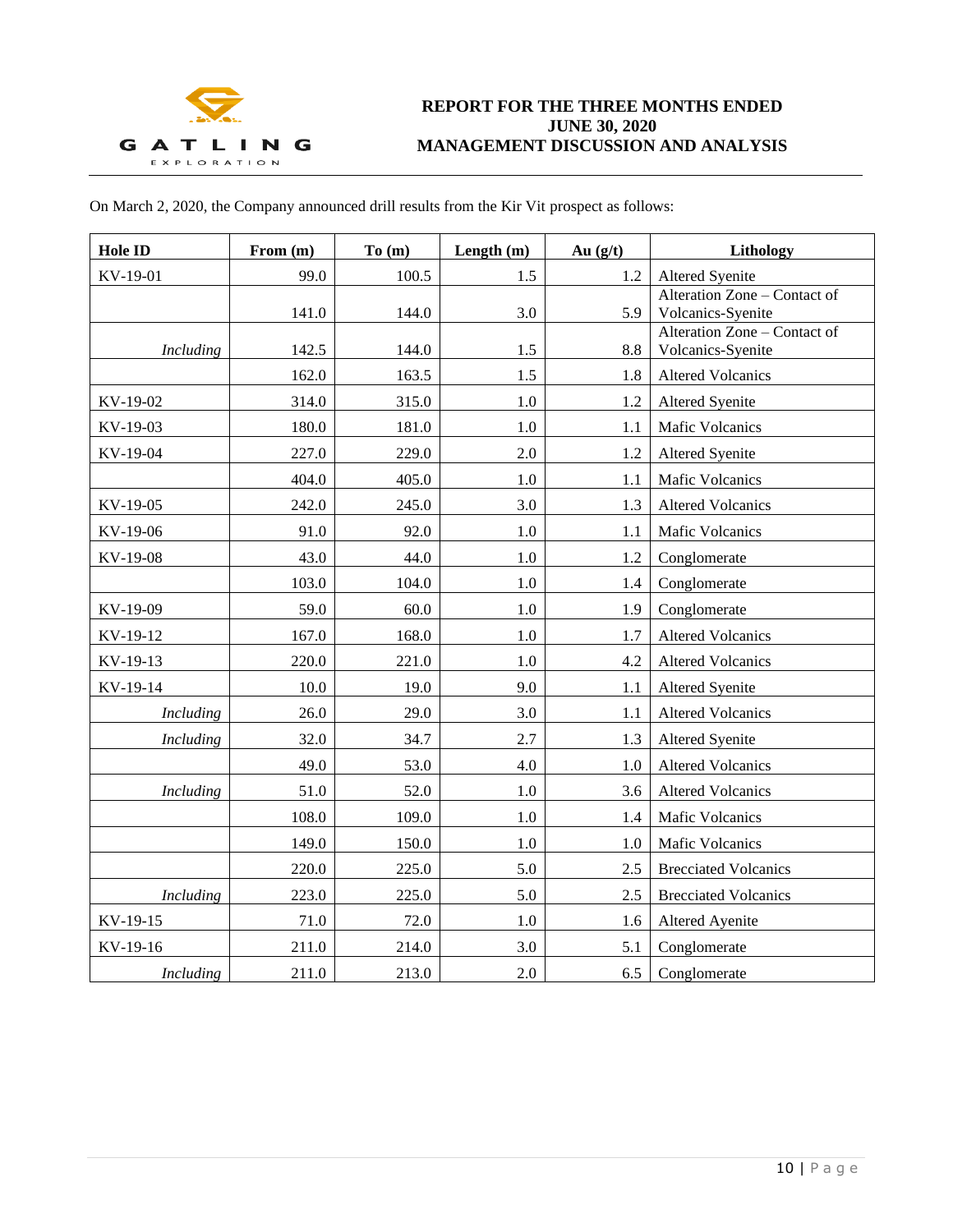On March 2, 2020, the Company announced drill results from the Kir Vit prospect as follows:

| Hole ID | From (m) | To (m) | Length (m) | Au (g/t) | Lithology |
|---|---|---|---|---|---|
| KV-19-01 | 99.0 | 100.5 | 1.5 | 1.2 | Altered Syenite |
| | 141.0 | 144.0 | 3.0 | 5.9 | Alteration Zone – Contact of Volcanics-Syenite |
| *Including* | 142.5 | 144.0 | 1.5 | 8.8 | Alteration Zone – Contact of Volcanics-Syenite |
| | 162.0 | 163.5 | 1.5 | 1.8 | Altered Volcanics |
| KV-19-02 | 314.0 | 315.0 | 1.0 | 1.2 | Altered Syenite |
| KV-19-03 | 180.0 | 181.0 | 1.0 | 1.1 | Mafic Volcanics |
| KV-19-04 | 227.0 | 229.0 | 2.0 | 1.2 | Altered Syenite |
| | 404.0 | 405.0 | 1.0 | 1.1 | Mafic Volcanics |
| KV-19-05 | 242.0 | 245.0 | 3.0 | 1.3 | Altered Volcanics |
| KV-19-06 | 91.0 | 92.0 | 1.0 | 1.1 | Mafic Volcanics |
| KV-19-08 | 43.0 | 44.0 | 1.0 | 1.2 | Conglomerate |
| | 103.0 | 104.0 | 1.0 | 1.4 | Conglomerate |
| KV-19-09 | 59.0 | 60.0 | 1.0 | 1.9 | Conglomerate |
| KV-19-12 | 167.0 | 168.0 | 1.0 | 1.7 | Altered Volcanics |
| KV-19-13 | 220.0 | 221.0 | 1.0 | 4.2 | Altered Volcanics |
| KV-19-14 | 10.0 | 19.0 | 9.0 | 1.1 | Altered Syenite |
| *Including* | 26.0 | 29.0 | 3.0 | 1.1 | Altered Volcanics |
| *Including* | 32.0 | 34.7 | 2.7 | 1.3 | Altered Syenite |
| | 49.0 | 53.0 | 4.0 | 1.0 | Altered Volcanics |
| *Including* | 51.0 | 52.0 | 1.0 | 3.6 | Altered Volcanics |
| | 108.0 | 109.0 | 1.0 | 1.4 | Mafic Volcanics |
| | 149.0 | 150.0 | 1.0 | 1.0 | Mafic Volcanics |
| | 220.0 | 225.0 | 5.0 | 2.5 | Brecciated Volcanics |
| *Including* | 223.0 | 225.0 | 5.0 | 2.5 | Brecciated Volcanics |
| KV-19-15 | 71.0 | 72.0 | 1.0 | 1.6 | Altered Ayenite |
| KV-19-16 | 211.0 | 214.0 | 3.0 | 5.1 | Conglomerate |
| *Including* | 211.0 | 213.0 | 2.0 | 6.5 | Conglomerate |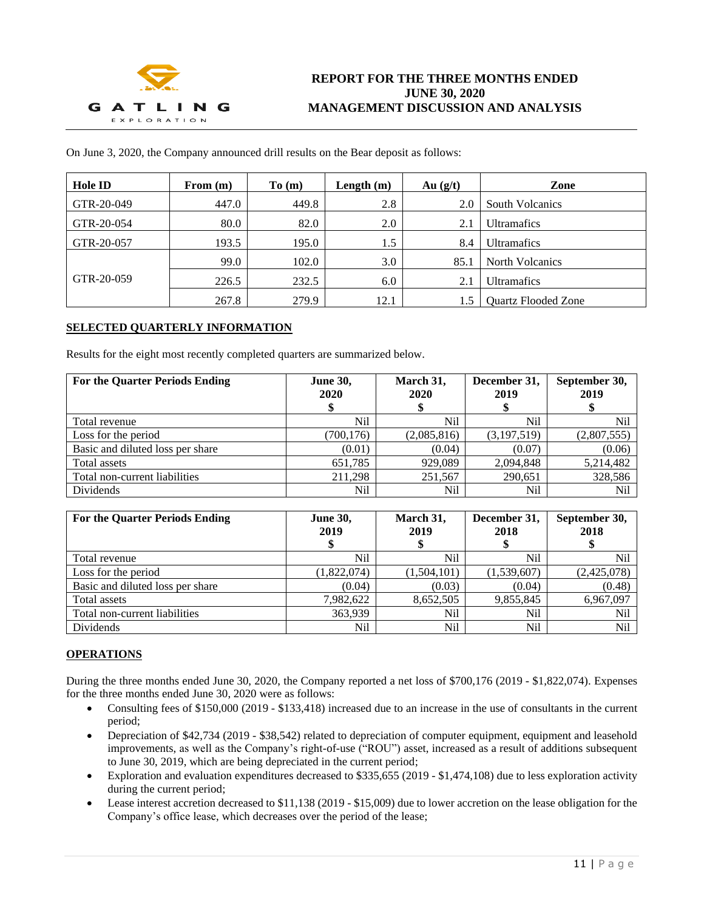On June 3, 2020, the Company announced drill results on the Bear deposit as follows:

| Hole ID | From (m) | To (m) | Length (m) | Au (g/t) | Zone |
|---|---|---|---|---|---|
| GTR-20-049 | 447.0 | 449.8 | 2.8 | 2.0 | South Volcanics |
| GTR-20-054 | 80.0 | 82.0 | 2.0 | 2.1 | Ultramafics |
| GTR-20-057 | 193.5 | 195.0 | 1.5 | 8.4 | Ultramafics |
| GTR-20-059 | 99.0 | 102.0 | 3.0 | 85.1 | North Volcanics |
| | 226.5 | 232.5 | 6.0 | 2.1 | Ultramafics |
| | 267.8 | 279.9 | 12.1 | 1.5 | Quartz Flooded Zone |

## SELECTED QUARTERLY INFORMATION

Results for the eight most recently completed quarters are summarized below.

| For the Quarter Periods Ending | June 30, 2020 $ | March 31, 2020 $ | December 31, 2019 $ | September 30, 2019 $ |
|---|---|---|---|---|
| Total revenue | Nil | Nil | Nil | Nil |
| Loss for the period | (700,176) | (2,085,816) | (3,197,519) | (2,807,555) |
| Basic and diluted loss per share | (0.01) | (0.04) | (0.07) | (0.06) |
| Total assets | 651,785 | 929,089 | 2,094,848 | 5,214,482 |
| Total non-current liabilities | 211,298 | 251,567 | 290,651 | 328,586 |
| Dividends | Nil | Nil | Nil | Nil |

| For the Quarter Periods Ending | June 30, 2019 $ | March 31, 2019 $ | December 31, 2018 $ | September 30, 2018 $ |
|---|---|---|---|---|
| Total revenue | Nil | Nil | Nil | Nil |
| Loss for the period | (1,822,074) | (1,504,101) | (1,539,607) | (2,425,078) |
| Basic and diluted loss per share | (0.04) | (0.03) | (0.04) | (0.48) |
| Total assets | 7,982,622 | 8,652,505 | 9,855,845 | 6,967,097 |
| Total non-current liabilities | 363,939 | Nil | Nil | Nil |
| Dividends | Nil | Nil | Nil | Nil |

## OPERATIONS

During the three months ended June 30, 2020, the Company reported a net loss of $700,176 (2019 - $1,822,074). Expenses for the three months ended June 30, 2020 were as follows:

- Consulting fees of $150,000 (2019 - $133,418) increased due to an increase in the use of consultants in the current period;
- Depreciation of $42,734 (2019 - $38,542) related to depreciation of computer equipment, equipment and leasehold improvements, as well as the Company's right-of-use ("ROU") asset, increased as a result of additions subsequent to June 30, 2019, which are being depreciated in the current period;
- Exploration and evaluation expenditures decreased to $335,655 (2019 - $1,474,108) due to less exploration activity during the current period;
- Lease interest accretion decreased to $11,138 (2019 - $15,009) due to lower accretion on the lease obligation for the Company's office lease, which decreases over the period of the lease;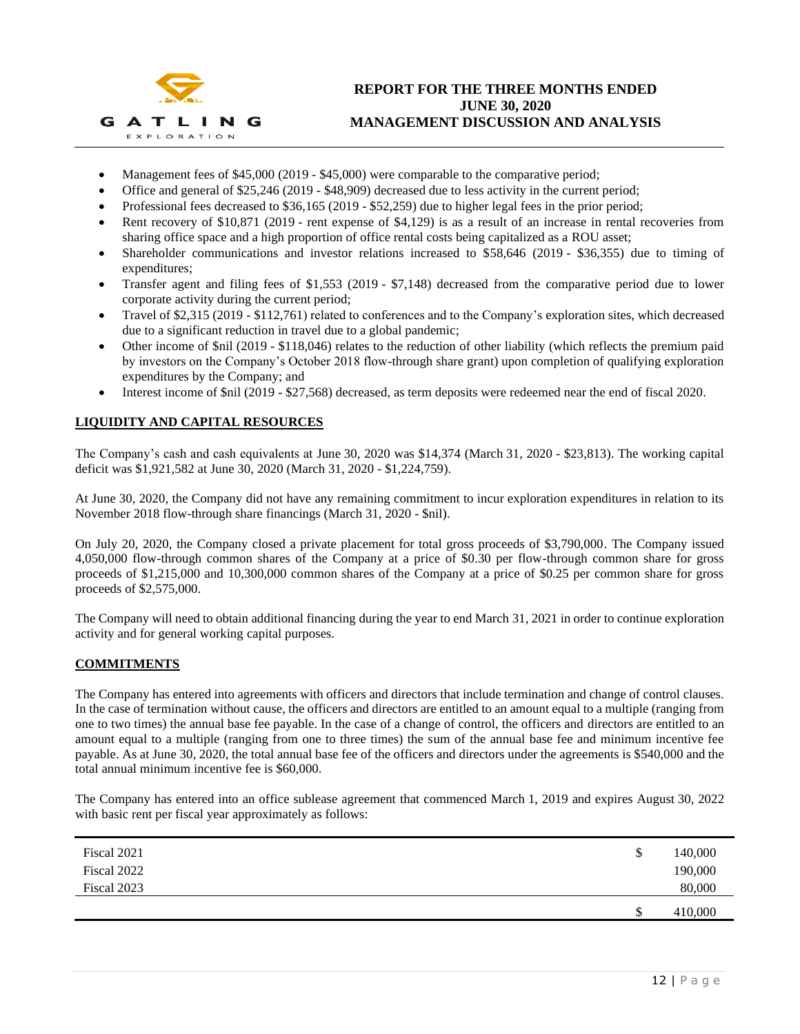- Management fees of $45,000 (2019 - $45,000) were comparable to the comparative period;
- Office and general of $25,246 (2019 - $48,909) decreased due to less activity in the current period;
- Professional fees decreased to $36,165 (2019 - $52,259) due to higher legal fees in the prior period;
- Rent recovery of $10,871 (2019 - rent expense of $4,129) is as a result of an increase in rental recoveries from sharing office space and a high proportion of office rental costs being capitalized as a ROU asset;
- Shareholder communications and investor relations increased to $58,646 (2019 - $36,355) due to timing of expenditures;
- Transfer agent and filing fees of $1,553 (2019 - $7,148) decreased from the comparative period due to lower corporate activity during the current period;
- Travel of $2,315 (2019 - $112,761) related to conferences and to the Company's exploration sites, which decreased due to a significant reduction in travel due to a global pandemic;
- Other income of $nil (2019 - $118,046) relates to the reduction of other liability (which reflects the premium paid by investors on the Company's October 2018 flow-through share grant) upon completion of qualifying exploration expenditures by the Company; and
- Interest income of $nil (2019 - $27,568) decreased, as term deposits were redeemed near the end of fiscal 2020.

## LIQUIDITY AND CAPITAL RESOURCES

The Company's cash and cash equivalents at June 30, 2020 was $14,374 (March 31, 2020 - $23,813). The working capital deficit was $1,921,582 at June 30, 2020 (March 31, 2020 - $1,224,759).

At June 30, 2020, the Company did not have any remaining commitment to incur exploration expenditures in relation to its November 2018 flow-through share financings (March 31, 2020 - $nil).

On July 20, 2020, the Company closed a private placement for total gross proceeds of $3,790,000. The Company issued 4,050,000 flow-through common shares of the Company at a price of $0.30 per flow-through common share for gross proceeds of $1,215,000 and 10,300,000 common shares of the Company at a price of $0.25 per common share for gross proceeds of $2,575,000.

The Company will need to obtain additional financing during the year to end March 31, 2021 in order to continue exploration activity and for general working capital purposes.

## COMMITMENTS

The Company has entered into agreements with officers and directors that include termination and change of control clauses. In the case of termination without cause, the officers and directors are entitled to an amount equal to a multiple (ranging from one to two times) the annual base fee payable. In the case of a change of control, the officers and directors are entitled to an amount equal to a multiple (ranging from one to three times) the sum of the annual base fee and minimum incentive fee payable. As at June 30, 2020, the total annual base fee of the officers and directors under the agreements is $540,000 and the total annual minimum incentive fee is $60,000.

The Company has entered into an office sublease agreement that commenced March 1, 2019 and expires August 30, 2022 with basic rent per fiscal year approximately as follows:

| | | |
|---|---|---|
| Fiscal 2021 | $ | 140,000 |
| Fiscal 2022 | | 190,000 |
| Fiscal 2023 | | 80,000 |
| | $ | 410,000 |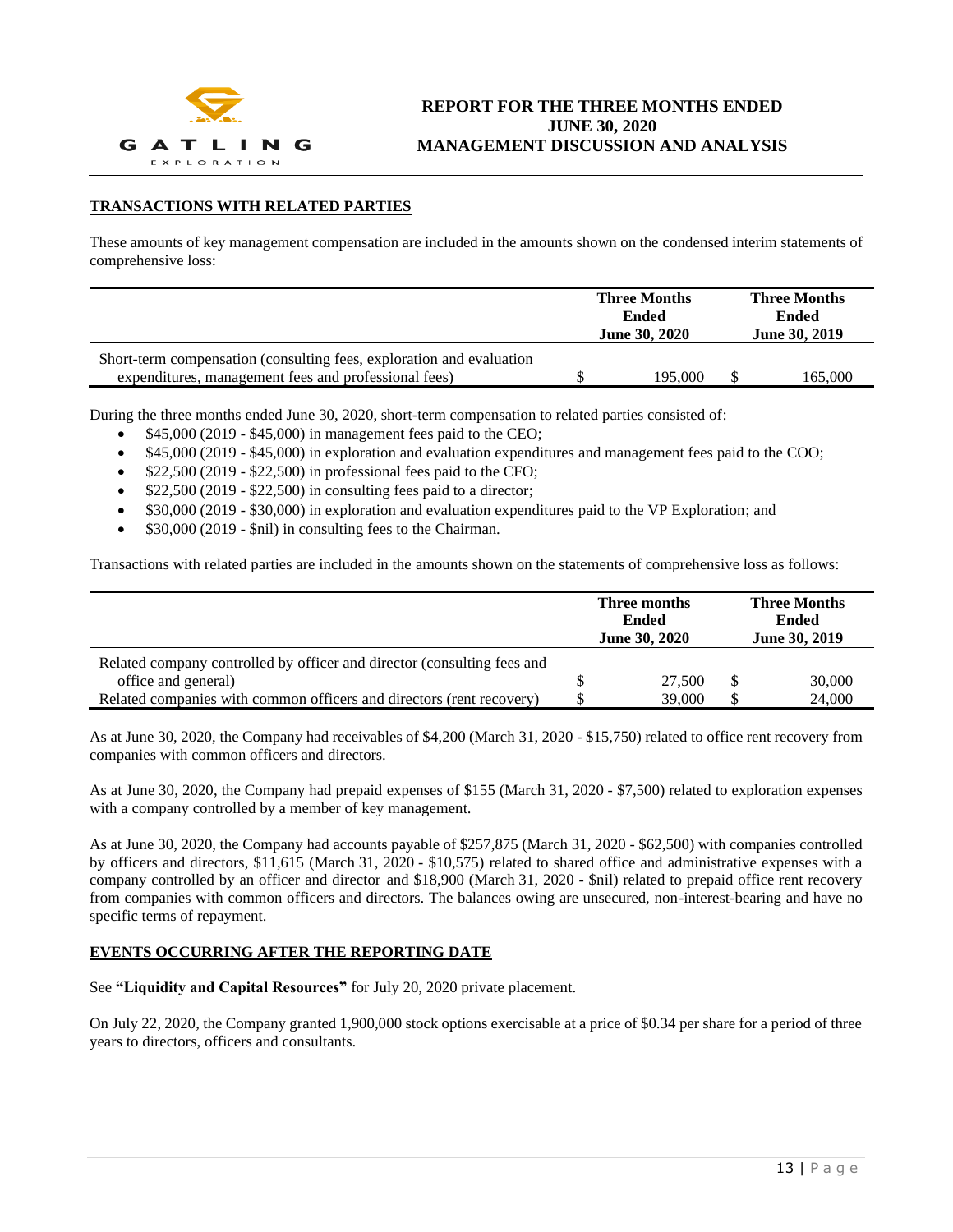## TRANSACTIONS WITH RELATED PARTIES

These amounts of key management compensation are included in the amounts shown on the condensed interim statements of comprehensive loss:

| | Three Months Ended June 30, 2020 | Three Months Ended June 30, 2019 |
|---|---|---|
| Short-term compensation (consulting fees, exploration and evaluation expenditures, management fees and professional fees) | $ 195,000 | $ 165,000 |

During the three months ended June 30, 2020, short-term compensation to related parties consisted of:

- $45,000 (2019 - $45,000) in management fees paid to the CEO;
- $45,000 (2019 - $45,000) in exploration and evaluation expenditures and management fees paid to the COO;
- $22,500 (2019 - $22,500) in professional fees paid to the CFO;
- $22,500 (2019 - $22,500) in consulting fees paid to a director;
- $30,000 (2019 - $30,000) in exploration and evaluation expenditures paid to the VP Exploration; and
- $30,000 (2019 - $nil) in consulting fees to the Chairman.

Transactions with related parties are included in the amounts shown on the statements of comprehensive loss as follows:

| | Three months Ended June 30, 2020 | Three Months Ended June 30, 2019 |
|---|---|---|
| Related company controlled by officer and director (consulting fees and office and general) | $ 27,500 | $ 30,000 |
| Related companies with common officers and directors (rent recovery) | $ 39,000 | $ 24,000 |

As at June 30, 2020, the Company had receivables of $4,200 (March 31, 2020 - $15,750) related to office rent recovery from companies with common officers and directors.

As at June 30, 2020, the Company had prepaid expenses of $155 (March 31, 2020 - $7,500) related to exploration expenses with a company controlled by a member of key management.

As at June 30, 2020, the Company had accounts payable of $257,875 (March 31, 2020 - $62,500) with companies controlled by officers and directors, $11,615 (March 31, 2020 - $10,575) related to shared office and administrative expenses with a company controlled by an officer and director and $18,900 (March 31, 2020 - $nil) related to prepaid office rent recovery from companies with common officers and directors. The balances owing are unsecured, non-interest-bearing and have no specific terms of repayment.

## EVENTS OCCURRING AFTER THE REPORTING DATE

See **"Liquidity and Capital Resources"** for July 20, 2020 private placement.

On July 22, 2020, the Company granted 1,900,000 stock options exercisable at a price of $0.34 per share for a period of three years to directors, officers and consultants.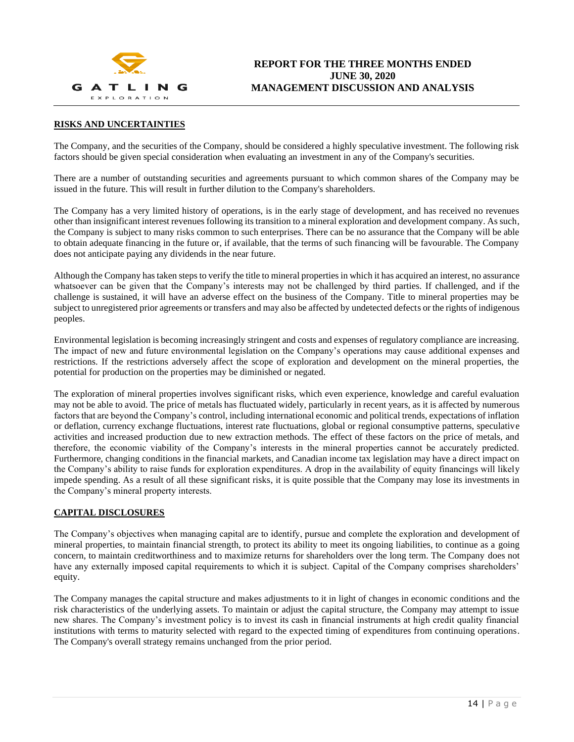## RISKS AND UNCERTAINTIES

The Company, and the securities of the Company, should be considered a highly speculative investment. The following risk factors should be given special consideration when evaluating an investment in any of the Company's securities.

There are a number of outstanding securities and agreements pursuant to which common shares of the Company may be issued in the future. This will result in further dilution to the Company's shareholders.

The Company has a very limited history of operations, is in the early stage of development, and has received no revenues other than insignificant interest revenues following its transition to a mineral exploration and development company. As such, the Company is subject to many risks common to such enterprises. There can be no assurance that the Company will be able to obtain adequate financing in the future or, if available, that the terms of such financing will be favourable. The Company does not anticipate paying any dividends in the near future.

Although the Company has taken steps to verify the title to mineral properties in which it has acquired an interest, no assurance whatsoever can be given that the Company's interests may not be challenged by third parties. If challenged, and if the challenge is sustained, it will have an adverse effect on the business of the Company. Title to mineral properties may be subject to unregistered prior agreements or transfers and may also be affected by undetected defects or the rights of indigenous peoples.

Environmental legislation is becoming increasingly stringent and costs and expenses of regulatory compliance are increasing. The impact of new and future environmental legislation on the Company's operations may cause additional expenses and restrictions. If the restrictions adversely affect the scope of exploration and development on the mineral properties, the potential for production on the properties may be diminished or negated.

The exploration of mineral properties involves significant risks, which even experience, knowledge and careful evaluation may not be able to avoid. The price of metals has fluctuated widely, particularly in recent years, as it is affected by numerous factors that are beyond the Company's control, including international economic and political trends, expectations of inflation or deflation, currency exchange fluctuations, interest rate fluctuations, global or regional consumptive patterns, speculative activities and increased production due to new extraction methods. The effect of these factors on the price of metals, and therefore, the economic viability of the Company's interests in the mineral properties cannot be accurately predicted. Furthermore, changing conditions in the financial markets, and Canadian income tax legislation may have a direct impact on the Company's ability to raise funds for exploration expenditures. A drop in the availability of equity financings will likely impede spending. As a result of all these significant risks, it is quite possible that the Company may lose its investments in the Company's mineral property interests.

## CAPITAL DISCLOSURES

The Company's objectives when managing capital are to identify, pursue and complete the exploration and development of mineral properties, to maintain financial strength, to protect its ability to meet its ongoing liabilities, to continue as a going concern, to maintain creditworthiness and to maximize returns for shareholders over the long term. The Company does not have any externally imposed capital requirements to which it is subject. Capital of the Company comprises shareholders' equity.

The Company manages the capital structure and makes adjustments to it in light of changes in economic conditions and the risk characteristics of the underlying assets. To maintain or adjust the capital structure, the Company may attempt to issue new shares. The Company's investment policy is to invest its cash in financial instruments at high credit quality financial institutions with terms to maturity selected with regard to the expected timing of expenditures from continuing operations. The Company's overall strategy remains unchanged from the prior period.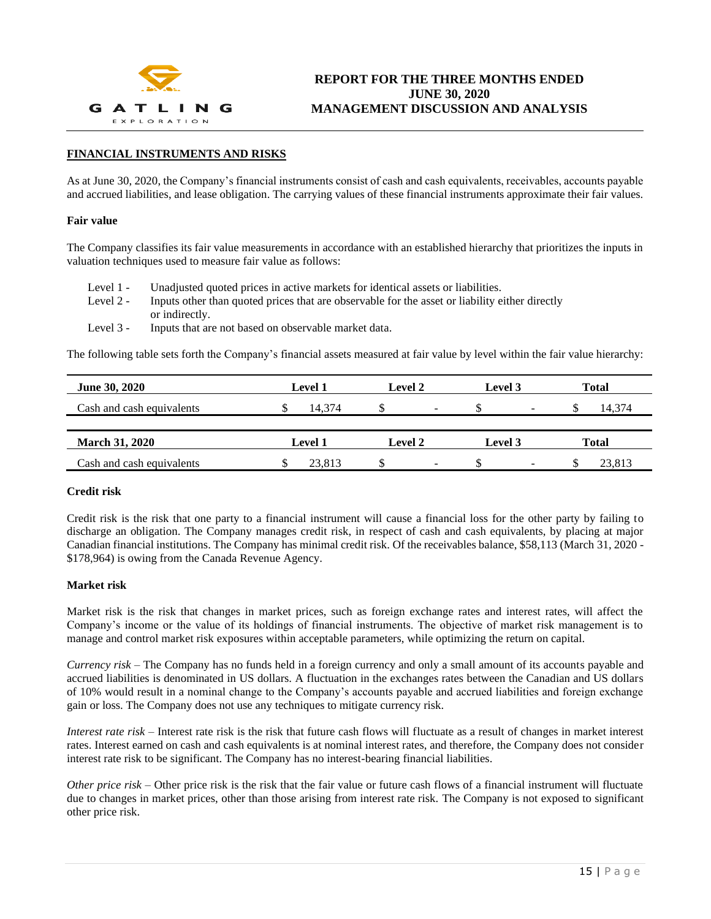## FINANCIAL INSTRUMENTS AND RISKS

As at June 30, 2020, the Company's financial instruments consist of cash and cash equivalents, receivables, accounts payable and accrued liabilities, and lease obligation. The carrying values of these financial instruments approximate their fair values.

### Fair value

The Company classifies its fair value measurements in accordance with an established hierarchy that prioritizes the inputs in valuation techniques used to measure fair value as follows:

- Level 1 - Unadjusted quoted prices in active markets for identical assets or liabilities.
- Level 2 - Inputs other than quoted prices that are observable for the asset or liability either directly or indirectly.
- Level 3 - Inputs that are not based on observable market data.

The following table sets forth the Company's financial assets measured at fair value by level within the fair value hierarchy:

| June 30, 2020 | Level 1 | Level 2 | Level 3 | Total |
|---|---|---|---|---|
| Cash and cash equivalents | $ 14,374 | $ - | $ - | $ 14,374 |

| March 31, 2020 | Level 1 | Level 2 | Level 3 | Total |
|---|---|---|---|---|
| Cash and cash equivalents | $ 23,813 | $ - | $ - | $ 23,813 |

### Credit risk

Credit risk is the risk that one party to a financial instrument will cause a financial loss for the other party by failing to discharge an obligation. The Company manages credit risk, in respect of cash and cash equivalents, by placing at major Canadian financial institutions. The Company has minimal credit risk. Of the receivables balance, $58,113 (March 31, 2020 - $178,964) is owing from the Canada Revenue Agency.

### Market risk

Market risk is the risk that changes in market prices, such as foreign exchange rates and interest rates, will affect the Company's income or the value of its holdings of financial instruments. The objective of market risk management is to manage and control market risk exposures within acceptable parameters, while optimizing the return on capital.

*Currency risk* – The Company has no funds held in a foreign currency and only a small amount of its accounts payable and accrued liabilities is denominated in US dollars. A fluctuation in the exchanges rates between the Canadian and US dollars of 10% would result in a nominal change to the Company's accounts payable and accrued liabilities and foreign exchange gain or loss. The Company does not use any techniques to mitigate currency risk.

*Interest rate risk* – Interest rate risk is the risk that future cash flows will fluctuate as a result of changes in market interest rates. Interest earned on cash and cash equivalents is at nominal interest rates, and therefore, the Company does not consider interest rate risk to be significant. The Company has no interest-bearing financial liabilities.

*Other price risk* – Other price risk is the risk that the fair value or future cash flows of a financial instrument will fluctuate due to changes in market prices, other than those arising from interest rate risk. The Company is not exposed to significant other price risk.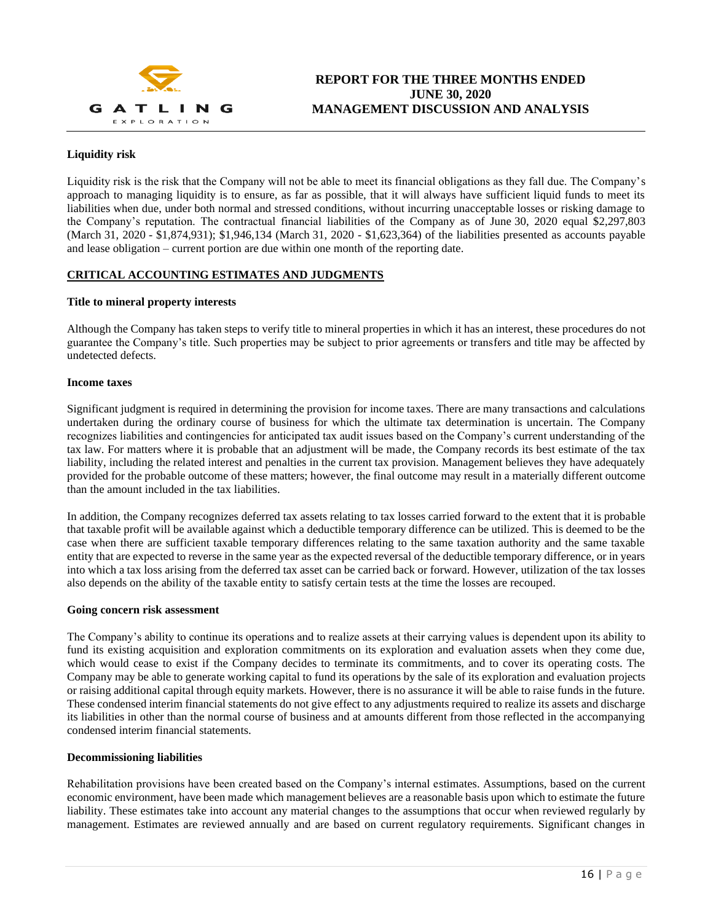**Liquidity risk**

Liquidity risk is the risk that the Company will not be able to meet its financial obligations as they fall due. The Company's approach to managing liquidity is to ensure, as far as possible, that it will always have sufficient liquid funds to meet its liabilities when due, under both normal and stressed conditions, without incurring unacceptable losses or risking damage to the Company's reputation. The contractual financial liabilities of the Company as of June 30, 2020 equal $2,297,803 (March 31, 2020 - $1,874,931); $1,946,134 (March 31, 2020 - $1,623,364) of the liabilities presented as accounts payable and lease obligation – current portion are due within one month of the reporting date.

## CRITICAL ACCOUNTING ESTIMATES AND JUDGMENTS

**Title to mineral property interests**

Although the Company has taken steps to verify title to mineral properties in which it has an interest, these procedures do not guarantee the Company's title. Such properties may be subject to prior agreements or transfers and title may be affected by undetected defects.

**Income taxes**

Significant judgment is required in determining the provision for income taxes. There are many transactions and calculations undertaken during the ordinary course of business for which the ultimate tax determination is uncertain. The Company recognizes liabilities and contingencies for anticipated tax audit issues based on the Company's current understanding of the tax law. For matters where it is probable that an adjustment will be made, the Company records its best estimate of the tax liability, including the related interest and penalties in the current tax provision. Management believes they have adequately provided for the probable outcome of these matters; however, the final outcome may result in a materially different outcome than the amount included in the tax liabilities.

In addition, the Company recognizes deferred tax assets relating to tax losses carried forward to the extent that it is probable that taxable profit will be available against which a deductible temporary difference can be utilized. This is deemed to be the case when there are sufficient taxable temporary differences relating to the same taxation authority and the same taxable entity that are expected to reverse in the same year as the expected reversal of the deductible temporary difference, or in years into which a tax loss arising from the deferred tax asset can be carried back or forward. However, utilization of the tax losses also depends on the ability of the taxable entity to satisfy certain tests at the time the losses are recouped.

**Going concern risk assessment**

The Company's ability to continue its operations and to realize assets at their carrying values is dependent upon its ability to fund its existing acquisition and exploration commitments on its exploration and evaluation assets when they come due, which would cease to exist if the Company decides to terminate its commitments, and to cover its operating costs. The Company may be able to generate working capital to fund its operations by the sale of its exploration and evaluation projects or raising additional capital through equity markets. However, there is no assurance it will be able to raise funds in the future. These condensed interim financial statements do not give effect to any adjustments required to realize its assets and discharge its liabilities in other than the normal course of business and at amounts different from those reflected in the accompanying condensed interim financial statements.

**Decommissioning liabilities**

Rehabilitation provisions have been created based on the Company's internal estimates. Assumptions, based on the current economic environment, have been made which management believes are a reasonable basis upon which to estimate the future liability. These estimates take into account any material changes to the assumptions that occur when reviewed regularly by management. Estimates are reviewed annually and are based on current regulatory requirements. Significant changes in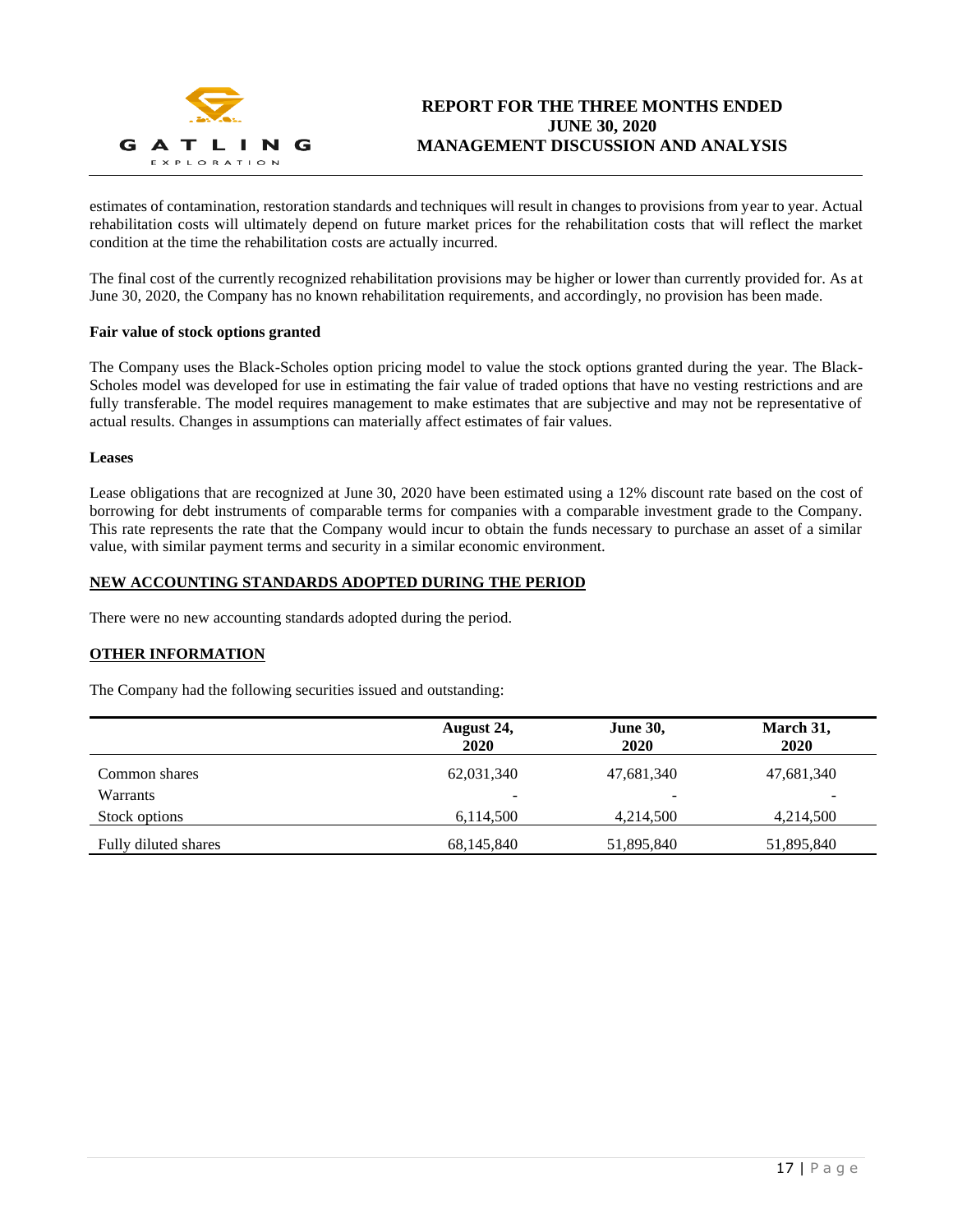estimates of contamination, restoration standards and techniques will result in changes to provisions from year to year. Actual rehabilitation costs will ultimately depend on future market prices for the rehabilitation costs that will reflect the market condition at the time the rehabilitation costs are actually incurred.

The final cost of the currently recognized rehabilitation provisions may be higher or lower than currently provided for. As at June 30, 2020, the Company has no known rehabilitation requirements, and accordingly, no provision has been made.

**Fair value of stock options granted**

The Company uses the Black-Scholes option pricing model to value the stock options granted during the year. The Black-Scholes model was developed for use in estimating the fair value of traded options that have no vesting restrictions and are fully transferable. The model requires management to make estimates that are subjective and may not be representative of actual results. Changes in assumptions can materially affect estimates of fair values.

**Leases**

Lease obligations that are recognized at June 30, 2020 have been estimated using a 12% discount rate based on the cost of borrowing for debt instruments of comparable terms for companies with a comparable investment grade to the Company. This rate represents the rate that the Company would incur to obtain the funds necessary to purchase an asset of a similar value, with similar payment terms and security in a similar economic environment.

## NEW ACCOUNTING STANDARDS ADOPTED DURING THE PERIOD

There were no new accounting standards adopted during the period.

## OTHER INFORMATION

The Company had the following securities issued and outstanding:

| | August 24, 2020 | June 30, 2020 | March 31, 2020 |
|---|---|---|---|
| Common shares | 62,031,340 | 47,681,340 | 47,681,340 |
| Warrants | - | - | - |
| Stock options | 6,114,500 | 4,214,500 | 4,214,500 |
| Fully diluted shares | 68,145,840 | 51,895,840 | 51,895,840 |